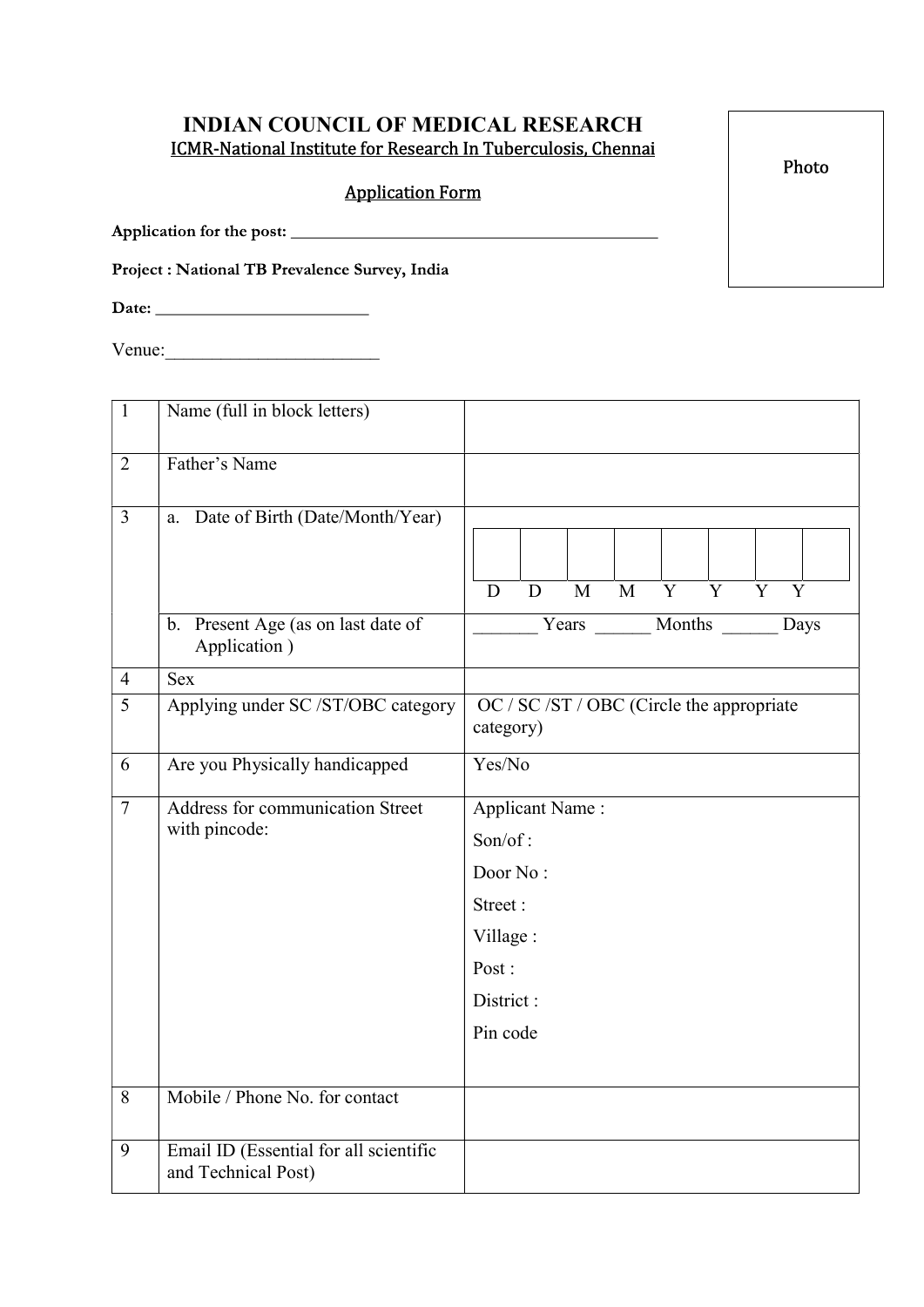# INDIAN COUNCIL OF MEDICAL RESEARCH

ICMR-National Institute for Research In Tuberculosis, Chennai

Photo

## Application Form

**Application for the post:** ___________________________________________

**Project : National TB Prevalence Survey, India**

**Date:** _________________________

Venue:________________________

| | | |
|---|---|---|
| 1 | Name (full in block letters) | |
| 2 | Father's Name | |
| 3 | a. Date of Birth (Date/Month/Year) | D D M M Y Y Y Y |
| | b. Present Age (as on last date of Application ) | _______ Years ______ Months ______ Days |
| 4 | Sex | |
| 5 | Applying under SC /ST/OBC category | OC / SC /ST / OBC (Circle the appropriate category) |
| 6 | Are you Physically handicapped | Yes/No |
| 7 | Address for communication Street with pincode: | Applicant Name :<br>Son/of :<br>Door No :<br>Street :<br>Village :<br>Post :<br>District :<br>Pin code |
| 8 | Mobile / Phone No. for contact | |
| 9 | Email ID (Essential for all scientific and Technical Post) | |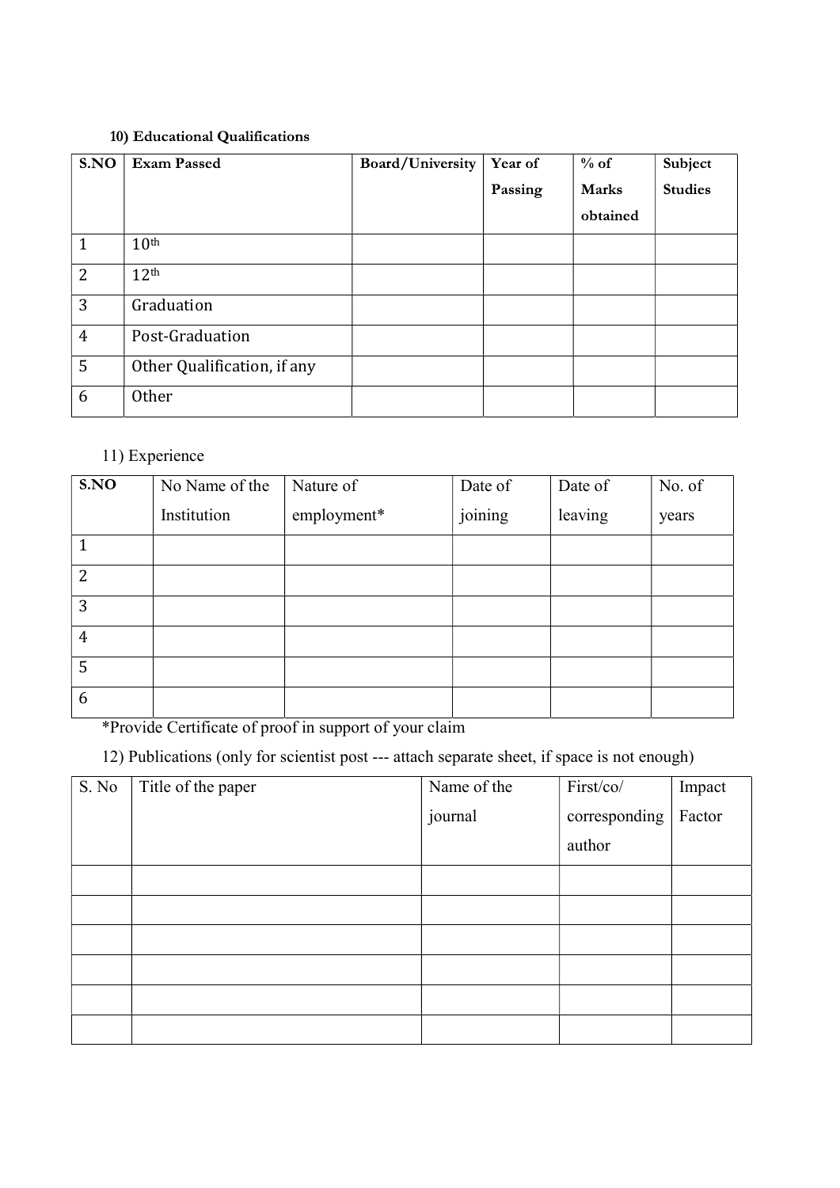**10) Educational Qualifications**

| S.NO | Exam Passed | Board/University | Year of Passing | % of Marks obtained | Subject Studies |
|---|---|---|---|---|---|
| 1 | 10th | | | | |
| 2 | 12th | | | | |
| 3 | Graduation | | | | |
| 4 | Post-Graduation | | | | |
| 5 | Other Qualification, if any | | | | |
| 6 | Other | | | | |

11) Experience

| S.NO | No Name of the Institution | Nature of employment* | Date of joining | Date of leaving | No. of years |
|---|---|---|---|---|---|
| 1 | | | | | |
| 2 | | | | | |
| 3 | | | | | |
| 4 | | | | | |
| 5 | | | | | |
| 6 | | | | | |

*Provide Certificate of proof in support of your claim

12) Publications (only for scientist post --- attach separate sheet, if space is not enough)

| S. No | Title of the paper | Name of the journal | First/co/ corresponding author | Impact Factor |
|---|---|---|---|---|
| | | | | |
| | | | | |
| | | | | |
| | | | | |
| | | | | |
| | | | | |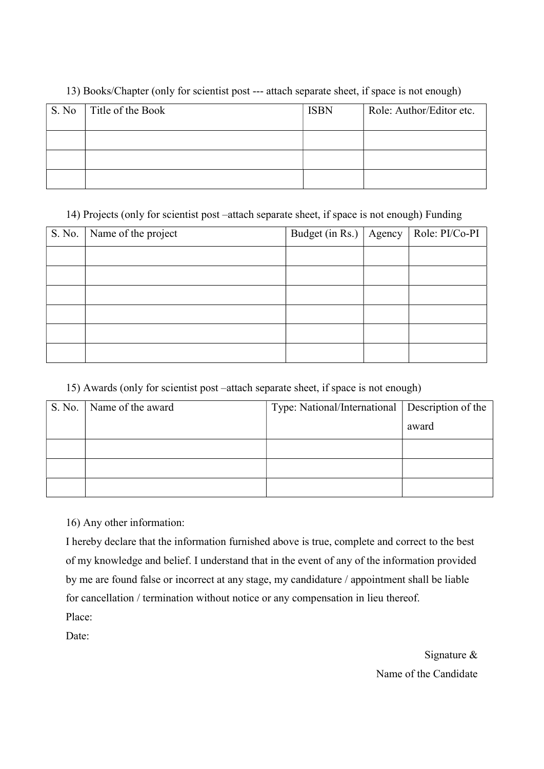13) Books/Chapter (only for scientist post --- attach separate sheet, if space is not enough)

| S. No | Title of the Book | ISBN | Role: Author/Editor etc. |
|---|---|---|---|
| | | | |
| | | | |
| | | | |

14) Projects (only for scientist post –attach separate sheet, if space is not enough) Funding

| S. No. | Name of the project | Budget (in Rs.) | Agency | Role: PI/Co-PI |
|---|---|---|---|---|
| | | | | |
| | | | | |
| | | | | |
| | | | | |
| | | | | |
| | | | | |

15) Awards (only for scientist post –attach separate sheet, if space is not enough)

| S. No. | Name of the award | Type: National/International | Description of the award |
|---|---|---|---|
| | | | |
| | | | |
| | | | |

16) Any other information:

I hereby declare that the information furnished above is true, complete and correct to the best of my knowledge and belief. I understand that in the event of any of the information provided by me are found false or incorrect at any stage, my candidature / appointment shall be liable for cancellation / termination without notice or any compensation in lieu thereof.

Place:

Date:

Signature &
Name of the Candidate